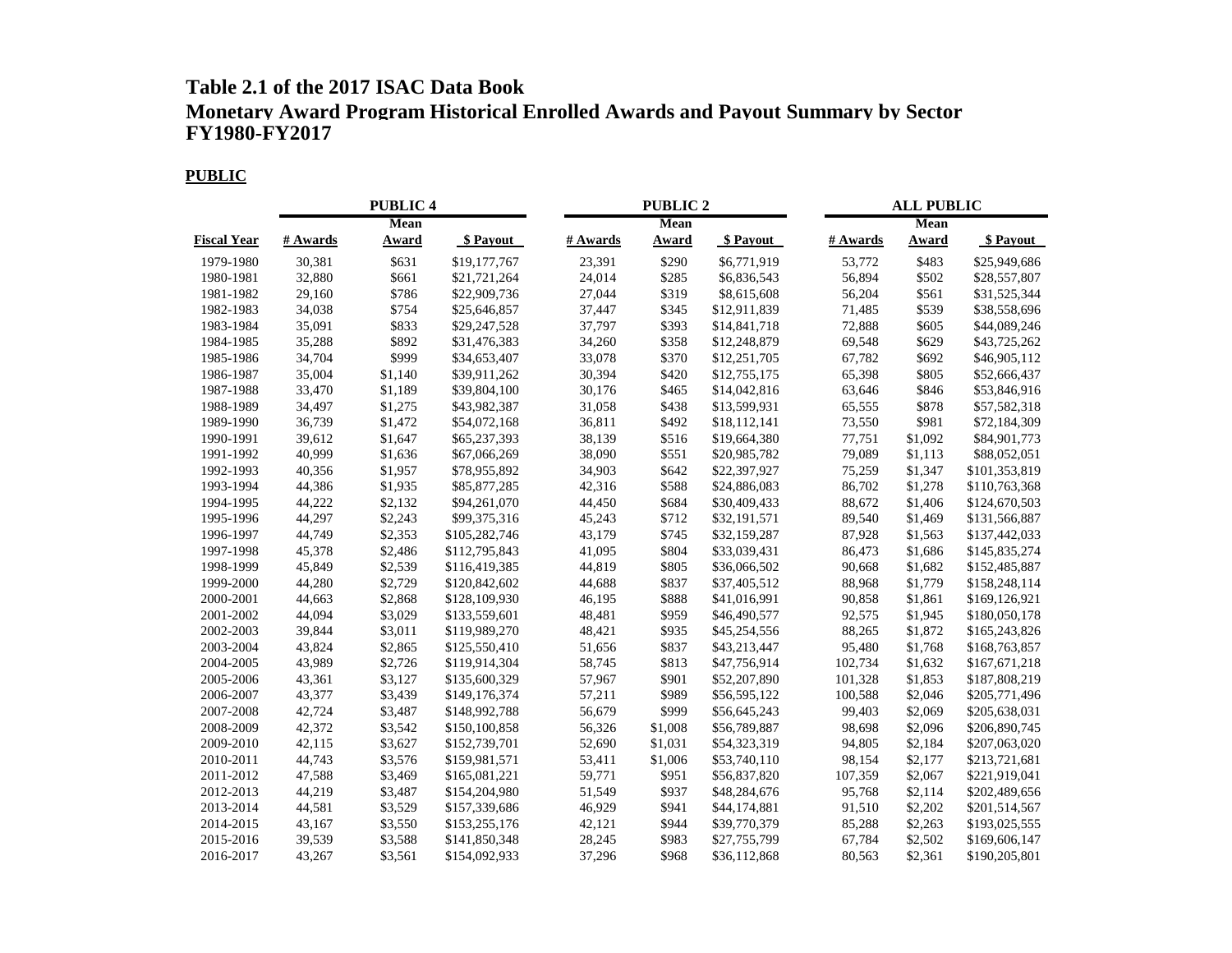## Table 2.1 of the 2017 ISAC Data Book

## Monetary Award Program Historical Enrolled Awards and Payout Summary by Sector FY1980-FY2017

**PUBLIC**

| | PUBLIC 4 | | | PUBLIC 2 | | | ALL PUBLIC | | |
|---|---|---|---|---|---|---|---|---|---|
| Fiscal Year | # Awards | Mean Award | $ Payout | # Awards | Mean Award | $ Payout | # Awards | Mean Award | $ Payout |
| 1979-1980 | 30,381 | $631 | $19,177,767 | 23,391 | $290 | $6,771,919 | 53,772 | $483 | $25,949,686 |
| 1980-1981 | 32,880 | $661 | $21,721,264 | 24,014 | $285 | $6,836,543 | 56,894 | $502 | $28,557,807 |
| 1981-1982 | 29,160 | $786 | $22,909,736 | 27,044 | $319 | $8,615,608 | 56,204 | $561 | $31,525,344 |
| 1982-1983 | 34,038 | $754 | $25,646,857 | 37,447 | $345 | $12,911,839 | 71,485 | $539 | $38,558,696 |
| 1983-1984 | 35,091 | $833 | $29,247,528 | 37,797 | $393 | $14,841,718 | 72,888 | $605 | $44,089,246 |
| 1984-1985 | 35,288 | $892 | $31,476,383 | 34,260 | $358 | $12,248,879 | 69,548 | $629 | $43,725,262 |
| 1985-1986 | 34,704 | $999 | $34,653,407 | 33,078 | $370 | $12,251,705 | 67,782 | $692 | $46,905,112 |
| 1986-1987 | 35,004 | $1,140 | $39,911,262 | 30,394 | $420 | $12,755,175 | 65,398 | $805 | $52,666,437 |
| 1987-1988 | 33,470 | $1,189 | $39,804,100 | 30,176 | $465 | $14,042,816 | 63,646 | $846 | $53,846,916 |
| 1988-1989 | 34,497 | $1,275 | $43,982,387 | 31,058 | $438 | $13,599,931 | 65,555 | $878 | $57,582,318 |
| 1989-1990 | 36,739 | $1,472 | $54,072,168 | 36,811 | $492 | $18,112,141 | 73,550 | $981 | $72,184,309 |
| 1990-1991 | 39,612 | $1,647 | $65,237,393 | 38,139 | $516 | $19,664,380 | 77,751 | $1,092 | $84,901,773 |
| 1991-1992 | 40,999 | $1,636 | $67,066,269 | 38,090 | $551 | $20,985,782 | 79,089 | $1,113 | $88,052,051 |
| 1992-1993 | 40,356 | $1,957 | $78,955,892 | 34,903 | $642 | $22,397,927 | 75,259 | $1,347 | $101,353,819 |
| 1993-1994 | 44,386 | $1,935 | $85,877,285 | 42,316 | $588 | $24,886,083 | 86,702 | $1,278 | $110,763,368 |
| 1994-1995 | 44,222 | $2,132 | $94,261,070 | 44,450 | $684 | $30,409,433 | 88,672 | $1,406 | $124,670,503 |
| 1995-1996 | 44,297 | $2,243 | $99,375,316 | 45,243 | $712 | $32,191,571 | 89,540 | $1,469 | $131,566,887 |
| 1996-1997 | 44,749 | $2,353 | $105,282,746 | 43,179 | $745 | $32,159,287 | 87,928 | $1,563 | $137,442,033 |
| 1997-1998 | 45,378 | $2,486 | $112,795,843 | 41,095 | $804 | $33,039,431 | 86,473 | $1,686 | $145,835,274 |
| 1998-1999 | 45,849 | $2,539 | $116,419,385 | 44,819 | $805 | $36,066,502 | 90,668 | $1,682 | $152,485,887 |
| 1999-2000 | 44,280 | $2,729 | $120,842,602 | 44,688 | $837 | $37,405,512 | 88,968 | $1,779 | $158,248,114 |
| 2000-2001 | 44,663 | $2,868 | $128,109,930 | 46,195 | $888 | $41,016,991 | 90,858 | $1,861 | $169,126,921 |
| 2001-2002 | 44,094 | $3,029 | $133,559,601 | 48,481 | $959 | $46,490,577 | 92,575 | $1,945 | $180,050,178 |
| 2002-2003 | 39,844 | $3,011 | $119,989,270 | 48,421 | $935 | $45,254,556 | 88,265 | $1,872 | $165,243,826 |
| 2003-2004 | 43,824 | $2,865 | $125,550,410 | 51,656 | $837 | $43,213,447 | 95,480 | $1,768 | $168,763,857 |
| 2004-2005 | 43,989 | $2,726 | $119,914,304 | 58,745 | $813 | $47,756,914 | 102,734 | $1,632 | $167,671,218 |
| 2005-2006 | 43,361 | $3,127 | $135,600,329 | 57,967 | $901 | $52,207,890 | 101,328 | $1,853 | $187,808,219 |
| 2006-2007 | 43,377 | $3,439 | $149,176,374 | 57,211 | $989 | $56,595,122 | 100,588 | $2,046 | $205,771,496 |
| 2007-2008 | 42,724 | $3,487 | $148,992,788 | 56,679 | $999 | $56,645,243 | 99,403 | $2,069 | $205,638,031 |
| 2008-2009 | 42,372 | $3,542 | $150,100,858 | 56,326 | $1,008 | $56,789,887 | 98,698 | $2,096 | $206,890,745 |
| 2009-2010 | 42,115 | $3,627 | $152,739,701 | 52,690 | $1,031 | $54,323,319 | 94,805 | $2,184 | $207,063,020 |
| 2010-2011 | 44,743 | $3,576 | $159,981,571 | 53,411 | $1,006 | $53,740,110 | 98,154 | $2,177 | $213,721,681 |
| 2011-2012 | 47,588 | $3,469 | $165,081,221 | 59,771 | $951 | $56,837,820 | 107,359 | $2,067 | $221,919,041 |
| 2012-2013 | 44,219 | $3,487 | $154,204,980 | 51,549 | $937 | $48,284,676 | 95,768 | $2,114 | $202,489,656 |
| 2013-2014 | 44,581 | $3,529 | $157,339,686 | 46,929 | $941 | $44,174,881 | 91,510 | $2,202 | $201,514,567 |
| 2014-2015 | 43,167 | $3,550 | $153,255,176 | 42,121 | $944 | $39,770,379 | 85,288 | $2,263 | $193,025,555 |
| 2015-2016 | 39,539 | $3,588 | $141,850,348 | 28,245 | $983 | $27,755,799 | 67,784 | $2,502 | $169,606,147 |
| 2016-2017 | 43,267 | $3,561 | $154,092,933 | 37,296 | $968 | $36,112,868 | 80,563 | $2,361 | $190,205,801 |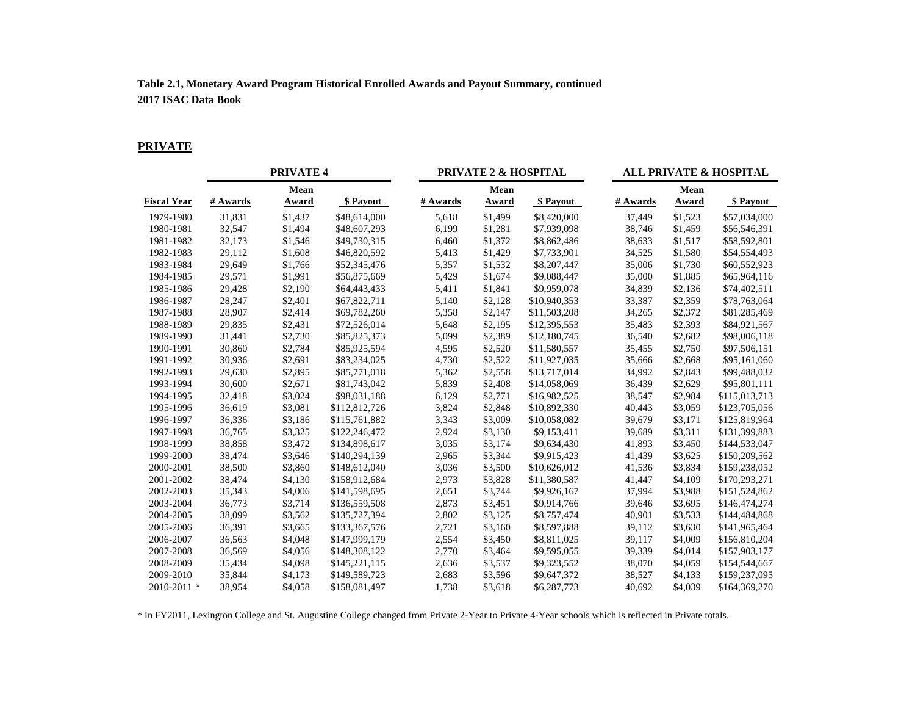**Table 2.1, Monetary Award Program Historical Enrolled Awards and Payout Summary, continued**
**2017 ISAC Data Book**

## PRIVATE

| | PRIVATE 4 | | | PRIVATE 2 & HOSPITAL | | | ALL PRIVATE & HOSPITAL | | |
|---|---|---|---|---|---|---|---|---|---|
| Fiscal Year | # Awards | Mean Award | $ Payout | # Awards | Mean Award | $ Payout | # Awards | Mean Award | $ Payout |
| 1979-1980 | 31,831 | $1,437 | $48,614,000 | 5,618 | $1,499 | $8,420,000 | 37,449 | $1,523 | $57,034,000 |
| 1980-1981 | 32,547 | $1,494 | $48,607,293 | 6,199 | $1,281 | $7,939,098 | 38,746 | $1,459 | $56,546,391 |
| 1981-1982 | 32,173 | $1,546 | $49,730,315 | 6,460 | $1,372 | $8,862,486 | 38,633 | $1,517 | $58,592,801 |
| 1982-1983 | 29,112 | $1,608 | $46,820,592 | 5,413 | $1,429 | $7,733,901 | 34,525 | $1,580 | $54,554,493 |
| 1983-1984 | 29,649 | $1,766 | $52,345,476 | 5,357 | $1,532 | $8,207,447 | 35,006 | $1,730 | $60,552,923 |
| 1984-1985 | 29,571 | $1,991 | $56,875,669 | 5,429 | $1,674 | $9,088,447 | 35,000 | $1,885 | $65,964,116 |
| 1985-1986 | 29,428 | $2,190 | $64,443,433 | 5,411 | $1,841 | $9,959,078 | 34,839 | $2,136 | $74,402,511 |
| 1986-1987 | 28,247 | $2,401 | $67,822,711 | 5,140 | $2,128 | $10,940,353 | 33,387 | $2,359 | $78,763,064 |
| 1987-1988 | 28,907 | $2,414 | $69,782,260 | 5,358 | $2,147 | $11,503,208 | 34,265 | $2,372 | $81,285,469 |
| 1988-1989 | 29,835 | $2,431 | $72,526,014 | 5,648 | $2,195 | $12,395,553 | 35,483 | $2,393 | $84,921,567 |
| 1989-1990 | 31,441 | $2,730 | $85,825,373 | 5,099 | $2,389 | $12,180,745 | 36,540 | $2,682 | $98,006,118 |
| 1990-1991 | 30,860 | $2,784 | $85,925,594 | 4,595 | $2,520 | $11,580,557 | 35,455 | $2,750 | $97,506,151 |
| 1991-1992 | 30,936 | $2,691 | $83,234,025 | 4,730 | $2,522 | $11,927,035 | 35,666 | $2,668 | $95,161,060 |
| 1992-1993 | 29,630 | $2,895 | $85,771,018 | 5,362 | $2,558 | $13,717,014 | 34,992 | $2,843 | $99,488,032 |
| 1993-1994 | 30,600 | $2,671 | $81,743,042 | 5,839 | $2,408 | $14,058,069 | 36,439 | $2,629 | $95,801,111 |
| 1994-1995 | 32,418 | $3,024 | $98,031,188 | 6,129 | $2,771 | $16,982,525 | 38,547 | $2,984 | $115,013,713 |
| 1995-1996 | 36,619 | $3,081 | $112,812,726 | 3,824 | $2,848 | $10,892,330 | 40,443 | $3,059 | $123,705,056 |
| 1996-1997 | 36,336 | $3,186 | $115,761,882 | 3,343 | $3,009 | $10,058,082 | 39,679 | $3,171 | $125,819,964 |
| 1997-1998 | 36,765 | $3,325 | $122,246,472 | 2,924 | $3,130 | $9,153,411 | 39,689 | $3,311 | $131,399,883 |
| 1998-1999 | 38,858 | $3,472 | $134,898,617 | 3,035 | $3,174 | $9,634,430 | 41,893 | $3,450 | $144,533,047 |
| 1999-2000 | 38,474 | $3,646 | $140,294,139 | 2,965 | $3,344 | $9,915,423 | 41,439 | $3,625 | $150,209,562 |
| 2000-2001 | 38,500 | $3,860 | $148,612,040 | 3,036 | $3,500 | $10,626,012 | 41,536 | $3,834 | $159,238,052 |
| 2001-2002 | 38,474 | $4,130 | $158,912,684 | 2,973 | $3,828 | $11,380,587 | 41,447 | $4,109 | $170,293,271 |
| 2002-2003 | 35,343 | $4,006 | $141,598,695 | 2,651 | $3,744 | $9,926,167 | 37,994 | $3,988 | $151,524,862 |
| 2003-2004 | 36,773 | $3,714 | $136,559,508 | 2,873 | $3,451 | $9,914,766 | 39,646 | $3,695 | $146,474,274 |
| 2004-2005 | 38,099 | $3,562 | $135,727,394 | 2,802 | $3,125 | $8,757,474 | 40,901 | $3,533 | $144,484,868 |
| 2005-2006 | 36,391 | $3,665 | $133,367,576 | 2,721 | $3,160 | $8,597,888 | 39,112 | $3,630 | $141,965,464 |
| 2006-2007 | 36,563 | $4,048 | $147,999,179 | 2,554 | $3,450 | $8,811,025 | 39,117 | $4,009 | $156,810,204 |
| 2007-2008 | 36,569 | $4,056 | $148,308,122 | 2,770 | $3,464 | $9,595,055 | 39,339 | $4,014 | $157,903,177 |
| 2008-2009 | 35,434 | $4,098 | $145,221,115 | 2,636 | $3,537 | $9,323,552 | 38,070 | $4,059 | $154,544,667 |
| 2009-2010 | 35,844 | $4,173 | $149,589,723 | 2,683 | $3,596 | $9,647,372 | 38,527 | $4,133 | $159,237,095 |
| 2010-2011 * | 38,954 | $4,058 | $158,081,497 | 1,738 | $3,618 | $6,287,773 | 40,692 | $4,039 | $164,369,270 |

* In FY2011, Lexington College and St. Augustine College changed from Private 2-Year to Private 4-Year schools which is reflected in Private totals.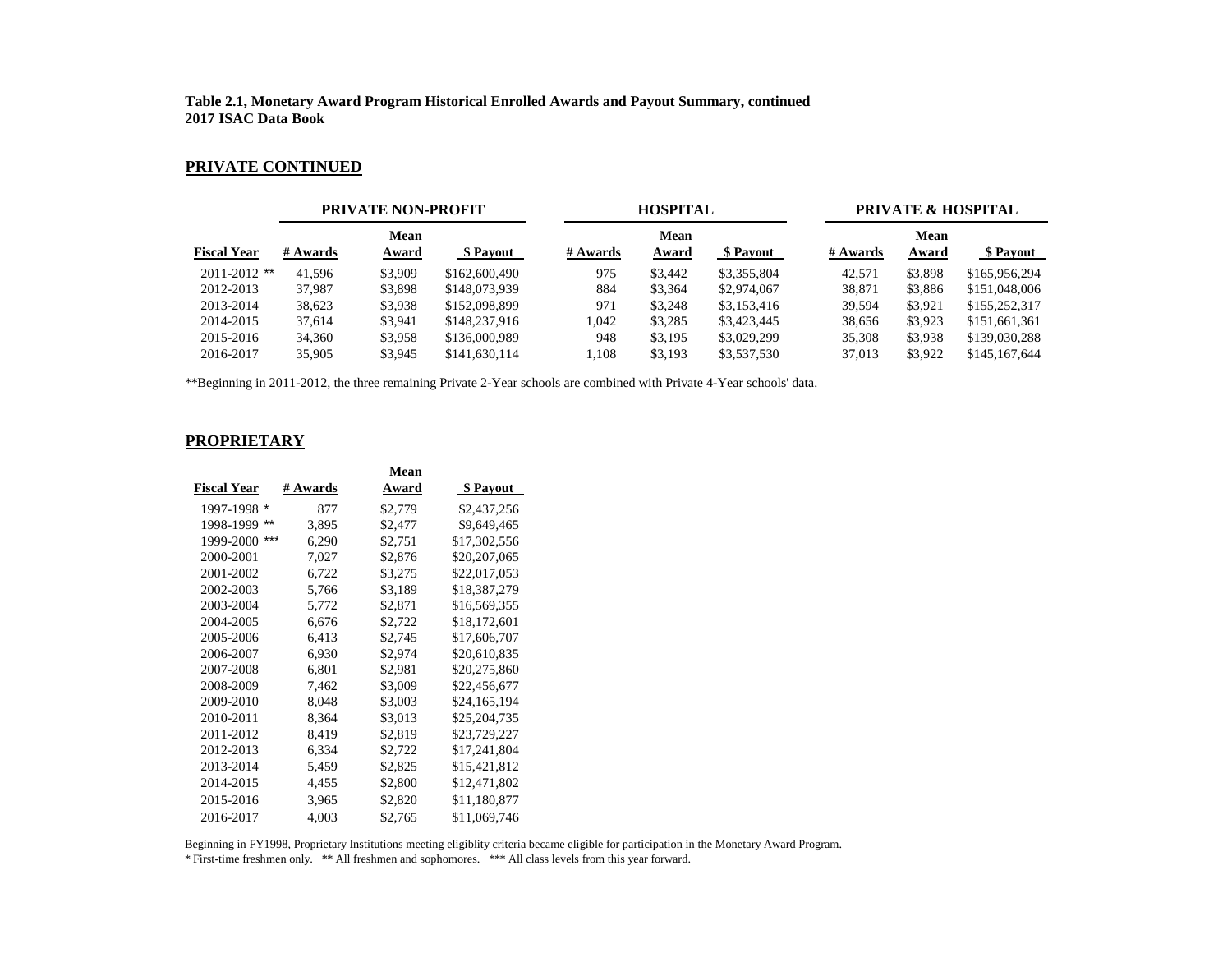**Table 2.1, Monetary Award Program Historical Enrolled Awards and Payout Summary, continued**
**2017 ISAC Data Book**

## PRIVATE CONTINUED

| | PRIVATE NON-PROFIT | | | HOSPITAL | | | PRIVATE & HOSPITAL | | |
|---|---|---|---|---|---|---|---|---|---|
| Fiscal Year | # Awards | Mean Award | $ Payout | # Awards | Mean Award | $ Payout | # Awards | Mean Award | $ Payout |
| 2011-2012 ** | 41,596 | $3,909 | $162,600,490 | 975 | $3,442 | $3,355,804 | 42,571 | $3,898 | $165,956,294 |
| 2012-2013 | 37,987 | $3,898 | $148,073,939 | 884 | $3,364 | $2,974,067 | 38,871 | $3,886 | $151,048,006 |
| 2013-2014 | 38,623 | $3,938 | $152,098,899 | 971 | $3,248 | $3,153,416 | 39,594 | $3,921 | $155,252,317 |
| 2014-2015 | 37,614 | $3,941 | $148,237,916 | 1,042 | $3,285 | $3,423,445 | 38,656 | $3,923 | $151,661,361 |
| 2015-2016 | 34,360 | $3,958 | $136,000,989 | 948 | $3,195 | $3,029,299 | 35,308 | $3,938 | $139,030,288 |
| 2016-2017 | 35,905 | $3,945 | $141,630,114 | 1,108 | $3,193 | $3,537,530 | 37,013 | $3,922 | $145,167,644 |

**Beginning in 2011-2012, the three remaining Private 2-Year schools are combined with Private 4-Year schools' data.

## PROPRIETARY

| Fiscal Year | # Awards | Mean Award | $ Payout |
|---|---|---|---|
| 1997-1998 * | 877 | $2,779 | $2,437,256 |
| 1998-1999 ** | 3,895 | $2,477 | $9,649,465 |
| 1999-2000 *** | 6,290 | $2,751 | $17,302,556 |
| 2000-2001 | 7,027 | $2,876 | $20,207,065 |
| 2001-2002 | 6,722 | $3,275 | $22,017,053 |
| 2002-2003 | 5,766 | $3,189 | $18,387,279 |
| 2003-2004 | 5,772 | $2,871 | $16,569,355 |
| 2004-2005 | 6,676 | $2,722 | $18,172,601 |
| 2005-2006 | 6,413 | $2,745 | $17,606,707 |
| 2006-2007 | 6,930 | $2,974 | $20,610,835 |
| 2007-2008 | 6,801 | $2,981 | $20,275,860 |
| 2008-2009 | 7,462 | $3,009 | $22,456,677 |
| 2009-2010 | 8,048 | $3,003 | $24,165,194 |
| 2010-2011 | 8,364 | $3,013 | $25,204,735 |
| 2011-2012 | 8,419 | $2,819 | $23,729,227 |
| 2012-2013 | 6,334 | $2,722 | $17,241,804 |
| 2013-2014 | 5,459 | $2,825 | $15,421,812 |
| 2014-2015 | 4,455 | $2,800 | $12,471,802 |
| 2015-2016 | 3,965 | $2,820 | $11,180,877 |
| 2016-2017 | 4,003 | $2,765 | $11,069,746 |

Beginning in FY1998, Proprietary Institutions meeting eligiblity criteria became eligible for participation in the Monetary Award Program.
* First-time freshmen only. ** All freshmen and sophomores. *** All class levels from this year forward.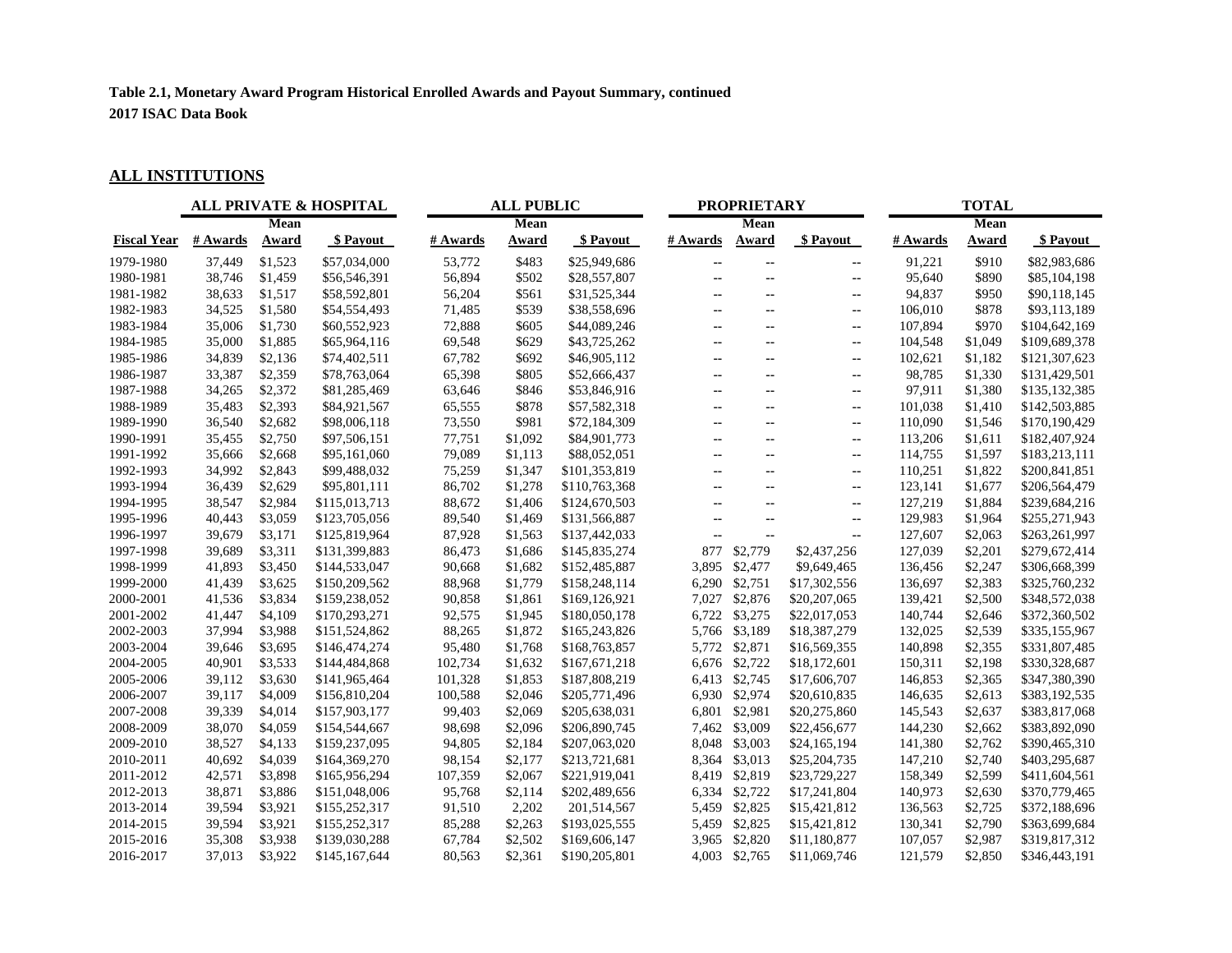**Table 2.1, Monetary Award Program Historical Enrolled Awards and Payout Summary, continued**
**2017 ISAC Data Book**

## ALL INSTITUTIONS

| | ALL PRIVATE & HOSPITAL | | | ALL PUBLIC | | | PROPRIETARY | | | TOTAL | | |
|---|---|---|---|---|---|---|---|---|---|---|---|---|
| Fiscal Year | # Awards | Mean Award | $ Payout | # Awards | Mean Award | $ Payout | # Awards | Mean Award | $ Payout | # Awards | Mean Award | $ Payout |
| 1979-1980 | 37,449 | $1,523 | $57,034,000 | 53,772 | $483 | $25,949,686 | -- | -- | -- | 91,221 | $910 | $82,983,686 |
| 1980-1981 | 38,746 | $1,459 | $56,546,391 | 56,894 | $502 | $28,557,807 | -- | -- | -- | 95,640 | $890 | $85,104,198 |
| 1981-1982 | 38,633 | $1,517 | $58,592,801 | 56,204 | $561 | $31,525,344 | -- | -- | -- | 94,837 | $950 | $90,118,145 |
| 1982-1983 | 34,525 | $1,580 | $54,554,493 | 71,485 | $539 | $38,558,696 | -- | -- | -- | 106,010 | $878 | $93,113,189 |
| 1983-1984 | 35,006 | $1,730 | $60,552,923 | 72,888 | $605 | $44,089,246 | -- | -- | -- | 107,894 | $970 | $104,642,169 |
| 1984-1985 | 35,000 | $1,885 | $65,964,116 | 69,548 | $629 | $43,725,262 | -- | -- | -- | 104,548 | $1,049 | $109,689,378 |
| 1985-1986 | 34,839 | $2,136 | $74,402,511 | 67,782 | $692 | $46,905,112 | -- | -- | -- | 102,621 | $1,182 | $121,307,623 |
| 1986-1987 | 33,387 | $2,359 | $78,763,064 | 65,398 | $805 | $52,666,437 | -- | -- | -- | 98,785 | $1,330 | $131,429,501 |
| 1987-1988 | 34,265 | $2,372 | $81,285,469 | 63,646 | $846 | $53,846,916 | -- | -- | -- | 97,911 | $1,380 | $135,132,385 |
| 1988-1989 | 35,483 | $2,393 | $84,921,567 | 65,555 | $878 | $57,582,318 | -- | -- | -- | 101,038 | $1,410 | $142,503,885 |
| 1989-1990 | 36,540 | $2,682 | $98,006,118 | 73,550 | $981 | $72,184,309 | -- | -- | -- | 110,090 | $1,546 | $170,190,429 |
| 1990-1991 | 35,455 | $2,750 | $97,506,151 | 77,751 | $1,092 | $84,901,773 | -- | -- | -- | 113,206 | $1,611 | $182,407,924 |
| 1991-1992 | 35,666 | $2,668 | $95,161,060 | 79,089 | $1,113 | $88,052,051 | -- | -- | -- | 114,755 | $1,597 | $183,213,111 |
| 1992-1993 | 34,992 | $2,843 | $99,488,032 | 75,259 | $1,347 | $101,353,819 | -- | -- | -- | 110,251 | $1,822 | $200,841,851 |
| 1993-1994 | 36,439 | $2,629 | $95,801,111 | 86,702 | $1,278 | $110,763,368 | -- | -- | -- | 123,141 | $1,677 | $206,564,479 |
| 1994-1995 | 38,547 | $2,984 | $115,013,713 | 88,672 | $1,406 | $124,670,503 | -- | -- | -- | 127,219 | $1,884 | $239,684,216 |
| 1995-1996 | 40,443 | $3,059 | $123,705,056 | 89,540 | $1,469 | $131,566,887 | -- | -- | -- | 129,983 | $1,964 | $255,271,943 |
| 1996-1997 | 39,679 | $3,171 | $125,819,964 | 87,928 | $1,563 | $137,442,033 | -- | -- | -- | 127,607 | $2,063 | $263,261,997 |
| 1997-1998 | 39,689 | $3,311 | $131,399,883 | 86,473 | $1,686 | $145,835,274 | 877 | $2,779 | $2,437,256 | 127,039 | $2,201 | $279,672,414 |
| 1998-1999 | 41,893 | $3,450 | $144,533,047 | 90,668 | $1,682 | $152,485,887 | 3,895 | $2,477 | $9,649,465 | 136,456 | $2,247 | $306,668,399 |
| 1999-2000 | 41,439 | $3,625 | $150,209,562 | 88,968 | $1,779 | $158,248,114 | 6,290 | $2,751 | $17,302,556 | 136,697 | $2,383 | $325,760,232 |
| 2000-2001 | 41,536 | $3,834 | $159,238,052 | 90,858 | $1,861 | $169,126,921 | 7,027 | $2,876 | $20,207,065 | 139,421 | $2,500 | $348,572,038 |
| 2001-2002 | 41,447 | $4,109 | $170,293,271 | 92,575 | $1,945 | $180,050,178 | 6,722 | $3,275 | $22,017,053 | 140,744 | $2,646 | $372,360,502 |
| 2002-2003 | 37,994 | $3,988 | $151,524,862 | 88,265 | $1,872 | $165,243,826 | 5,766 | $3,189 | $18,387,279 | 132,025 | $2,539 | $335,155,967 |
| 2003-2004 | 39,646 | $3,695 | $146,474,274 | 95,480 | $1,768 | $168,763,857 | 5,772 | $2,871 | $16,569,355 | 140,898 | $2,355 | $331,807,485 |
| 2004-2005 | 40,901 | $3,533 | $144,484,868 | 102,734 | $1,632 | $167,671,218 | 6,676 | $2,722 | $18,172,601 | 150,311 | $2,198 | $330,328,687 |
| 2005-2006 | 39,112 | $3,630 | $141,965,464 | 101,328 | $1,853 | $187,808,219 | 6,413 | $2,745 | $17,606,707 | 146,853 | $2,365 | $347,380,390 |
| 2006-2007 | 39,117 | $4,009 | $156,810,204 | 100,588 | $2,046 | $205,771,496 | 6,930 | $2,974 | $20,610,835 | 146,635 | $2,613 | $383,192,535 |
| 2007-2008 | 39,339 | $4,014 | $157,903,177 | 99,403 | $2,069 | $205,638,031 | 6,801 | $2,981 | $20,275,860 | 145,543 | $2,637 | $383,817,068 |
| 2008-2009 | 38,070 | $4,059 | $154,544,667 | 98,698 | $2,096 | $206,890,745 | 7,462 | $3,009 | $22,456,677 | 144,230 | $2,662 | $383,892,090 |
| 2009-2010 | 38,527 | $4,133 | $159,237,095 | 94,805 | $2,184 | $207,063,020 | 8,048 | $3,003 | $24,165,194 | 141,380 | $2,762 | $390,465,310 |
| 2010-2011 | 40,692 | $4,039 | $164,369,270 | 98,154 | $2,177 | $213,721,681 | 8,364 | $3,013 | $25,204,735 | 147,210 | $2,740 | $403,295,687 |
| 2011-2012 | 42,571 | $3,898 | $165,956,294 | 107,359 | $2,067 | $221,919,041 | 8,419 | $2,819 | $23,729,227 | 158,349 | $2,599 | $411,604,561 |
| 2012-2013 | 38,871 | $3,886 | $151,048,006 | 95,768 | $2,114 | $202,489,656 | 6,334 | $2,722 | $17,241,804 | 140,973 | $2,630 | $370,779,465 |
| 2013-2014 | 39,594 | $3,921 | $155,252,317 | 91,510 | 2,202 | 201,514,567 | 5,459 | $2,825 | $15,421,812 | 136,563 | $2,725 | $372,188,696 |
| 2014-2015 | 39,594 | $3,921 | $155,252,317 | 85,288 | $2,263 | $193,025,555 | 5,459 | $2,825 | $15,421,812 | 130,341 | $2,790 | $363,699,684 |
| 2015-2016 | 35,308 | $3,938 | $139,030,288 | 67,784 | $2,502 | $169,606,147 | 3,965 | $2,820 | $11,180,877 | 107,057 | $2,987 | $319,817,312 |
| 2016-2017 | 37,013 | $3,922 | $145,167,644 | 80,563 | $2,361 | $190,205,801 | 4,003 | $2,765 | $11,069,746 | 121,579 | $2,850 | $346,443,191 |